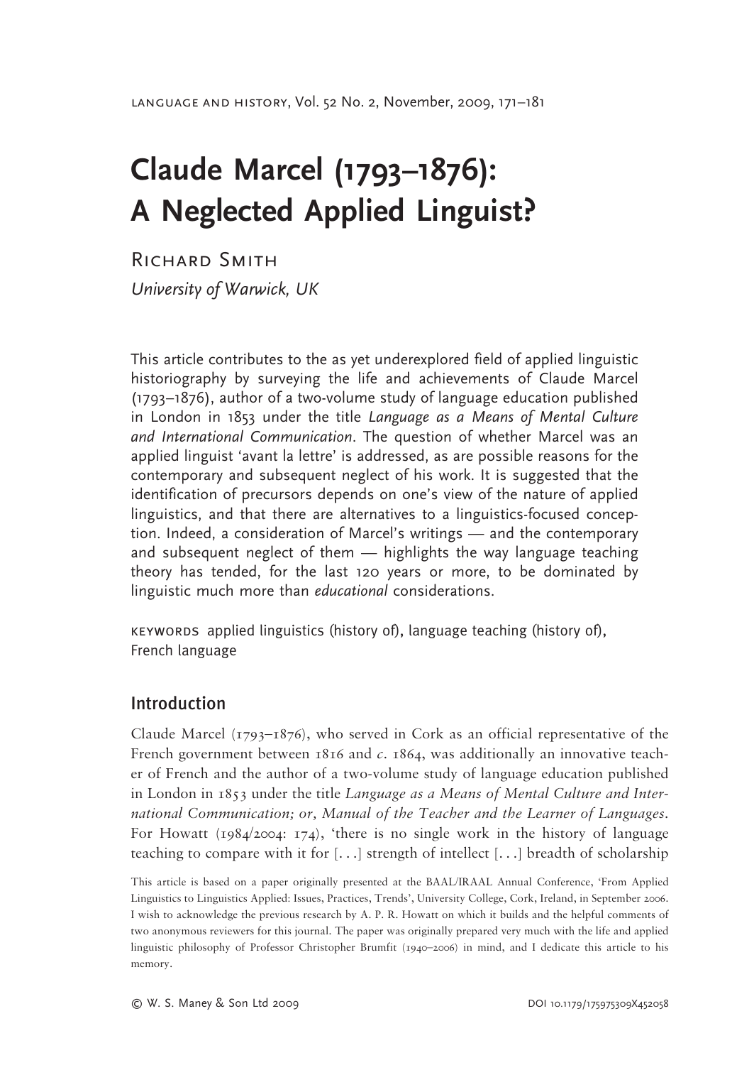# Claude Marcel (1793–1876): A Neglected Applied Linguist?

Richard Smith

*University of Warwick, UK*

This article contributes to the as yet underexplored field of applied linguistic historiography by surveying the life and achievements of Claude Marcel (1793–1876), author of a two-volume study of language education published in London in 1853 under the title *Language as a Means of Mental Culture and International Communication*. The question of whether Marcel was an applied linguist 'avant la lettre' is addressed, as are possible reasons for the contemporary and subsequent neglect of his work. It is suggested that the identification of precursors depends on one's view of the nature of applied linguistics, and that there are alternatives to a linguistics-focused conception. Indeed, a consideration of Marcel's writings — and the contemporary and subsequent neglect of them — highlights the way language teaching theory has tended, for the last 120 years or more, to be dominated by linguistic much more than *educational* considerations.

KEYWORDS applied linguistics (history of), language teaching (history of), French language

## Introduction

Claude Marcel (1793–1876), who served in Cork as an official representative of the French government between 1816 and *c*. 1864, was additionally an innovative teacher of French and the author of a two-volume study of language education published in London in 1853 under the title *Language as a Means of Mental Culture and International Communication; or, Manual of the Teacher and the Learner of Languages*. For Howatt (1984/2004: 174), 'there is no single work in the history of language teaching to compare with it for [...] strength of intellect [...] breadth of scholarship

This article is based on a paper originally presented at the BAAL/IRAAL Annual Conference, 'From Applied Linguistics to Linguistics Applied: Issues, Practices, Trends', University College, Cork, Ireland, in September 2006. I wish to acknowledge the previous research by A. P. R. Howatt on which it builds and the helpful comments of two anonymous reviewers for this journal. The paper was originally prepared very much with the life and applied linguistic philosophy of Professor Christopher Brumfit (1940–2006) in mind, and I dedicate this article to his memory.

© W. S. Maney & Son Ltd 2009 DOI 10.1179/175975309X452058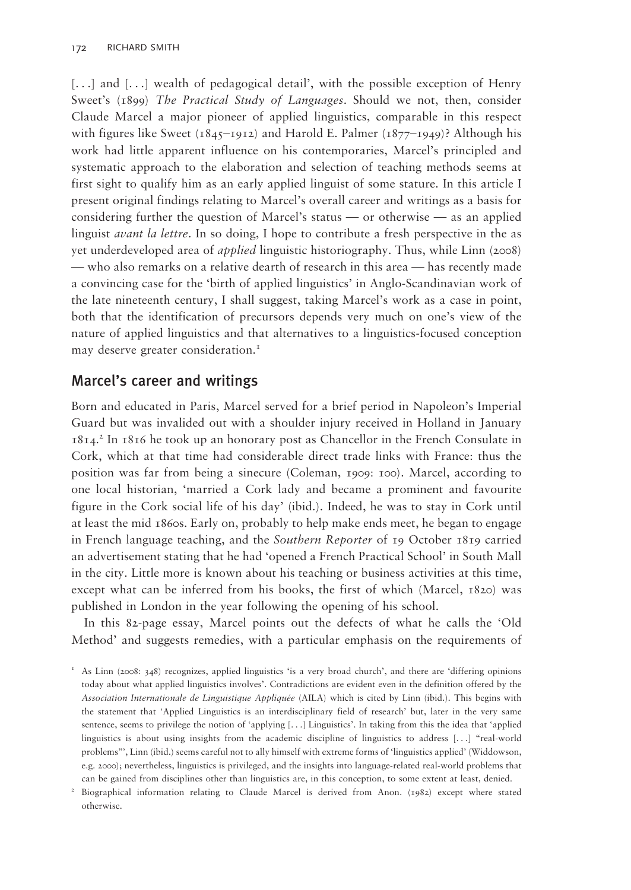[. . .] and [. . .] wealth of pedagogical detail', with the possible exception of Henry Sweet's (1899) *The Practical Study of Languages*. Should we not, then, consider Claude Marcel a major pioneer of applied linguistics, comparable in this respect with figures like Sweet (1845–1912) and Harold E. Palmer (1877–1949)? Although his work had little apparent influence on his contemporaries, Marcel's principled and systematic approach to the elaboration and selection of teaching methods seems at first sight to qualify him as an early applied linguist of some stature. In this article I present original findings relating to Marcel's overall career and writings as a basis for considering further the question of Marcel's status — or otherwise — as an applied linguist *avant la lettre*. In so doing, I hope to contribute a fresh perspective in the as yet underdeveloped area of *applied* linguistic historiography. Thus, while Linn (2008) — who also remarks on a relative dearth of research in this area — has recently made a convincing case for the 'birth of applied linguistics' in Anglo-Scandinavian work of the late nineteenth century, I shall suggest, taking Marcel's work as a case in point, both that the identification of precursors depends very much on one's view of the nature of applied linguistics and that alternatives to a linguistics-focused conception may deserve greater consideration.[1]

## Marcel's career and writings

Born and educated in Paris, Marcel served for a brief period in Napoleon's Imperial Guard but was invalided out with a shoulder injury received in Holland in January 1814.[2] In 1816 he took up an honorary post as Chancellor in the French Consulate in Cork, which at that time had considerable direct trade links with France: thus the position was far from being a sinecure (Coleman, 1909: 100). Marcel, according to one local historian, 'married a Cork lady and became a prominent and favourite figure in the Cork social life of his day' (ibid.). Indeed, he was to stay in Cork until at least the mid 1860s. Early on, probably to help make ends meet, he began to engage in French language teaching, and the *Southern Reporter* of 19 October 1819 carried an advertisement stating that he had 'opened a French Practical School' in South Mall in the city. Little more is known about his teaching or business activities at this time, except what can be inferred from his books, the first of which (Marcel, 1820) was published in London in the year following the opening of his school.

In this 82-page essay, Marcel points out the defects of what he calls the 'Old Method' and suggests remedies, with a particular emphasis on the requirements of

[1] As Linn (2008: 348) recognizes, applied linguistics 'is a very broad church', and there are 'differing opinions today about what applied linguistics involves'. Contradictions are evident even in the definition offered by the *Association Internationale de Linguistique Appliquée* (AILA) which is cited by Linn (ibid.). This begins with the statement that 'Applied Linguistics is an interdisciplinary field of research' but, later in the very same sentence, seems to privilege the notion of 'applying [. . .] Linguistics'. In taking from this the idea that 'applied linguistics is about using insights from the academic discipline of linguistics to address [. . .] "real-world problems"', Linn (ibid.) seems careful not to ally himself with extreme forms of 'linguistics applied' (Widdowson, e.g. 2000); nevertheless, linguistics is privileged, and the insights into language-related real-world problems that can be gained from disciplines other than linguistics are, in this conception, to some extent at least, denied.

[2] Biographical information relating to Claude Marcel is derived from Anon. (1982) except where stated otherwise.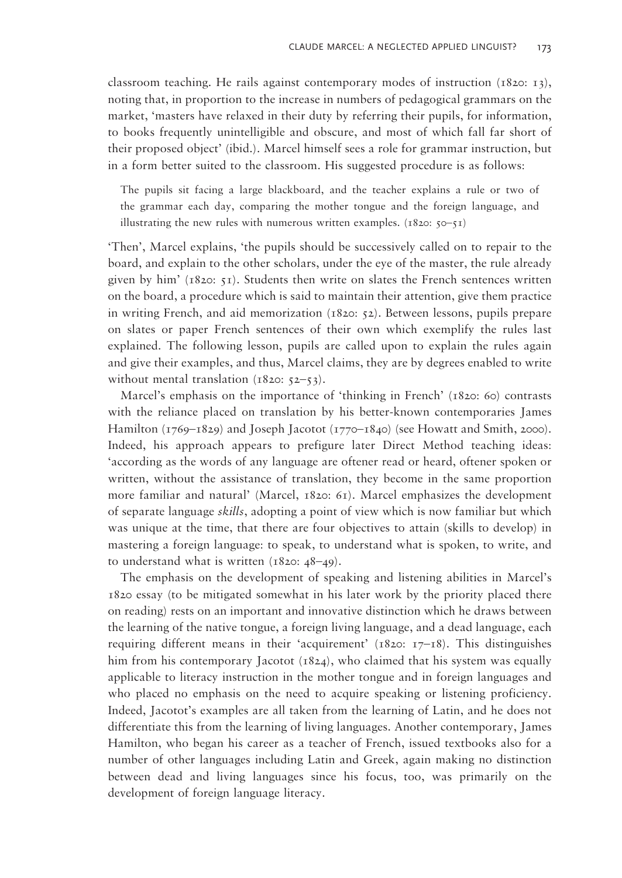classroom teaching. He rails against contemporary modes of instruction (1820: 13), noting that, in proportion to the increase in numbers of pedagogical grammars on the market, 'masters have relaxed in their duty by referring their pupils, for information, to books frequently unintelligible and obscure, and most of which fall far short of their proposed object' (ibid.). Marcel himself sees a role for grammar instruction, but in a form better suited to the classroom. His suggested procedure is as follows:

> The pupils sit facing a large blackboard, and the teacher explains a rule or two of the grammar each day, comparing the mother tongue and the foreign language, and illustrating the new rules with numerous written examples. (1820: 50–51)

'Then', Marcel explains, 'the pupils should be successively called on to repair to the board, and explain to the other scholars, under the eye of the master, the rule already given by him' (1820: 51). Students then write on slates the French sentences written on the board, a procedure which is said to maintain their attention, give them practice in writing French, and aid memorization (1820: 52). Between lessons, pupils prepare on slates or paper French sentences of their own which exemplify the rules last explained. The following lesson, pupils are called upon to explain the rules again and give their examples, and thus, Marcel claims, they are by degrees enabled to write without mental translation (1820: 52–53).

Marcel's emphasis on the importance of 'thinking in French' (1820: 60) contrasts with the reliance placed on translation by his better-known contemporaries James Hamilton (1769–1829) and Joseph Jacotot (1770–1840) (see Howatt and Smith, 2000). Indeed, his approach appears to prefigure later Direct Method teaching ideas: 'according as the words of any language are oftener read or heard, oftener spoken or written, without the assistance of translation, they become in the same proportion more familiar and natural' (Marcel, 1820: 61). Marcel emphasizes the development of separate language *skills*, adopting a point of view which is now familiar but which was unique at the time, that there are four objectives to attain (skills to develop) in mastering a foreign language: to speak, to understand what is spoken, to write, and to understand what is written (1820: 48–49).

The emphasis on the development of speaking and listening abilities in Marcel's 1820 essay (to be mitigated somewhat in his later work by the priority placed there on reading) rests on an important and innovative distinction which he draws between the learning of the native tongue, a foreign living language, and a dead language, each requiring different means in their 'acquirement' (1820: 17–18). This distinguishes him from his contemporary Jacotot (1824), who claimed that his system was equally applicable to literacy instruction in the mother tongue and in foreign languages and who placed no emphasis on the need to acquire speaking or listening proficiency. Indeed, Jacotot's examples are all taken from the learning of Latin, and he does not differentiate this from the learning of living languages. Another contemporary, James Hamilton, who began his career as a teacher of French, issued textbooks also for a number of other languages including Latin and Greek, again making no distinction between dead and living languages since his focus, too, was primarily on the development of foreign language literacy.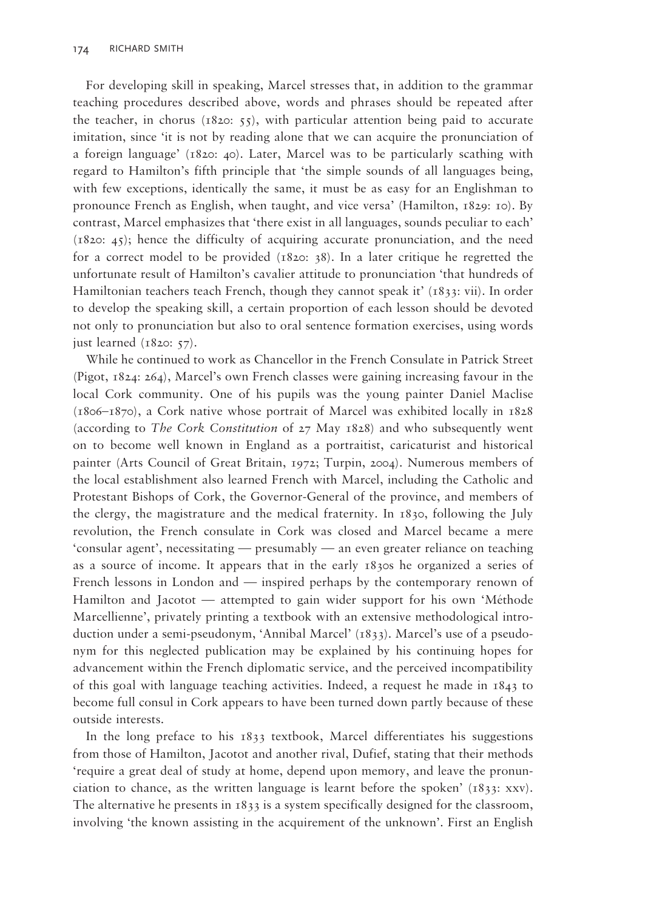For developing skill in speaking, Marcel stresses that, in addition to the grammar teaching procedures described above, words and phrases should be repeated after the teacher, in chorus (1820: 55), with particular attention being paid to accurate imitation, since 'it is not by reading alone that we can acquire the pronunciation of a foreign language' (1820: 40). Later, Marcel was to be particularly scathing with regard to Hamilton's fifth principle that 'the simple sounds of all languages being, with few exceptions, identically the same, it must be as easy for an Englishman to pronounce French as English, when taught, and vice versa' (Hamilton, 1829: 10). By contrast, Marcel emphasizes that 'there exist in all languages, sounds peculiar to each' (1820: 45); hence the difficulty of acquiring accurate pronunciation, and the need for a correct model to be provided (1820: 38). In a later critique he regretted the unfortunate result of Hamilton's cavalier attitude to pronunciation 'that hundreds of Hamiltonian teachers teach French, though they cannot speak it' (1833: vii). In order to develop the speaking skill, a certain proportion of each lesson should be devoted not only to pronunciation but also to oral sentence formation exercises, using words just learned (1820: 57).

While he continued to work as Chancellor in the French Consulate in Patrick Street (Pigot, 1824: 264), Marcel's own French classes were gaining increasing favour in the local Cork community. One of his pupils was the young painter Daniel Maclise (1806–1870), a Cork native whose portrait of Marcel was exhibited locally in 1828 (according to *The Cork Constitution* of 27 May 1828) and who subsequently went on to become well known in England as a portraitist, caricaturist and historical painter (Arts Council of Great Britain, 1972; Turpin, 2004). Numerous members of the local establishment also learned French with Marcel, including the Catholic and Protestant Bishops of Cork, the Governor-General of the province, and members of the clergy, the magistrature and the medical fraternity. In 1830, following the July revolution, the French consulate in Cork was closed and Marcel became a mere 'consular agent', necessitating — presumably — an even greater reliance on teaching as a source of income. It appears that in the early 1830s he organized a series of French lessons in London and — inspired perhaps by the contemporary renown of Hamilton and Jacotot — attempted to gain wider support for his own 'Méthode Marcellienne', privately printing a textbook with an extensive methodological introduction under a semi-pseudonym, 'Annibal Marcel' (1833). Marcel's use of a pseudonym for this neglected publication may be explained by his continuing hopes for advancement within the French diplomatic service, and the perceived incompatibility of this goal with language teaching activities. Indeed, a request he made in 1843 to become full consul in Cork appears to have been turned down partly because of these outside interests.

In the long preface to his 1833 textbook, Marcel differentiates his suggestions from those of Hamilton, Jacotot and another rival, Dufief, stating that their methods 'require a great deal of study at home, depend upon memory, and leave the pronunciation to chance, as the written language is learnt before the spoken' (1833: xxv). The alternative he presents in 1833 is a system specifically designed for the classroom, involving 'the known assisting in the acquirement of the unknown'. First an English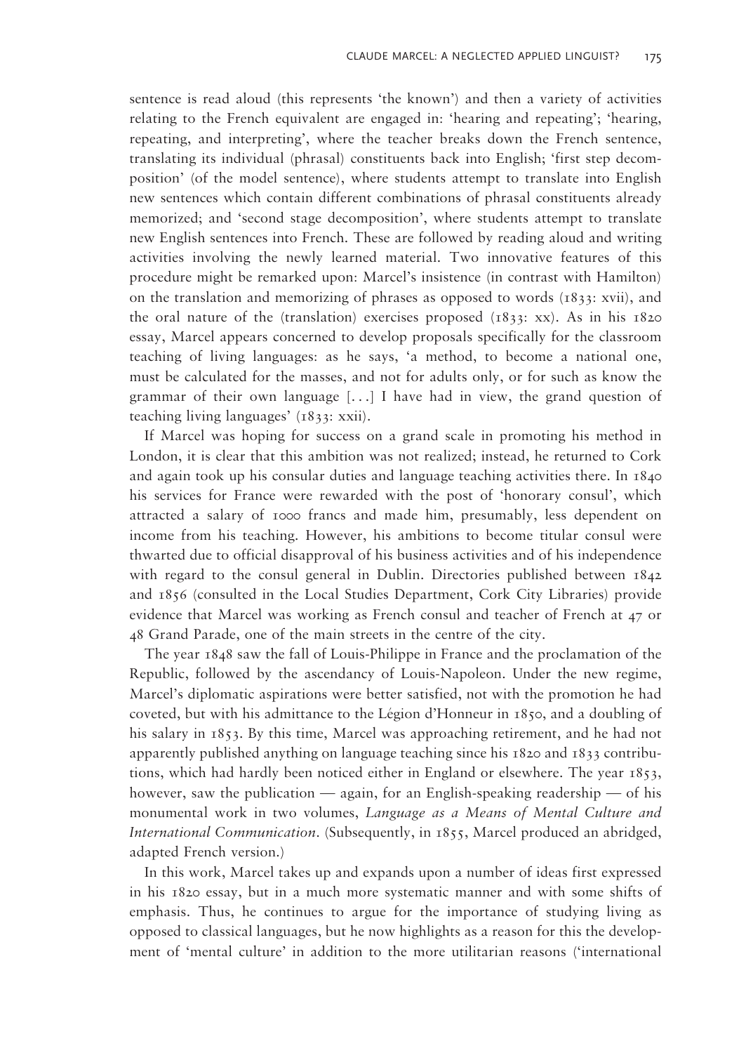sentence is read aloud (this represents 'the known') and then a variety of activities relating to the French equivalent are engaged in: 'hearing and repeating'; 'hearing, repeating, and interpreting', where the teacher breaks down the French sentence, translating its individual (phrasal) constituents back into English; 'first step decomposition' (of the model sentence), where students attempt to translate into English new sentences which contain different combinations of phrasal constituents already memorized; and 'second stage decomposition', where students attempt to translate new English sentences into French. These are followed by reading aloud and writing activities involving the newly learned material. Two innovative features of this procedure might be remarked upon: Marcel's insistence (in contrast with Hamilton) on the translation and memorizing of phrases as opposed to words (1833: xvii), and the oral nature of the (translation) exercises proposed (1833: xx). As in his 1820 essay, Marcel appears concerned to develop proposals specifically for the classroom teaching of living languages: as he says, 'a method, to become a national one, must be calculated for the masses, and not for adults only, or for such as know the grammar of their own language [...] I have had in view, the grand question of teaching living languages' (1833: xxii).

If Marcel was hoping for success on a grand scale in promoting his method in London, it is clear that this ambition was not realized; instead, he returned to Cork and again took up his consular duties and language teaching activities there. In 1840 his services for France were rewarded with the post of 'honorary consul', which attracted a salary of 1000 francs and made him, presumably, less dependent on income from his teaching. However, his ambitions to become titular consul were thwarted due to official disapproval of his business activities and of his independence with regard to the consul general in Dublin. Directories published between 1842 and 1856 (consulted in the Local Studies Department, Cork City Libraries) provide evidence that Marcel was working as French consul and teacher of French at 47 or 48 Grand Parade, one of the main streets in the centre of the city.

The year 1848 saw the fall of Louis-Philippe in France and the proclamation of the Republic, followed by the ascendancy of Louis-Napoleon. Under the new regime, Marcel's diplomatic aspirations were better satisfied, not with the promotion he had coveted, but with his admittance to the Légion d'Honneur in 1850, and a doubling of his salary in 1853. By this time, Marcel was approaching retirement, and he had not apparently published anything on language teaching since his 1820 and 1833 contributions, which had hardly been noticed either in England or elsewhere. The year 1853, however, saw the publication — again, for an English-speaking readership — of his monumental work in two volumes, *Language as a Means of Mental Culture and International Communication*. (Subsequently, in 1855, Marcel produced an abridged, adapted French version.)

In this work, Marcel takes up and expands upon a number of ideas first expressed in his 1820 essay, but in a much more systematic manner and with some shifts of emphasis. Thus, he continues to argue for the importance of studying living as opposed to classical languages, but he now highlights as a reason for this the development of 'mental culture' in addition to the more utilitarian reasons ('international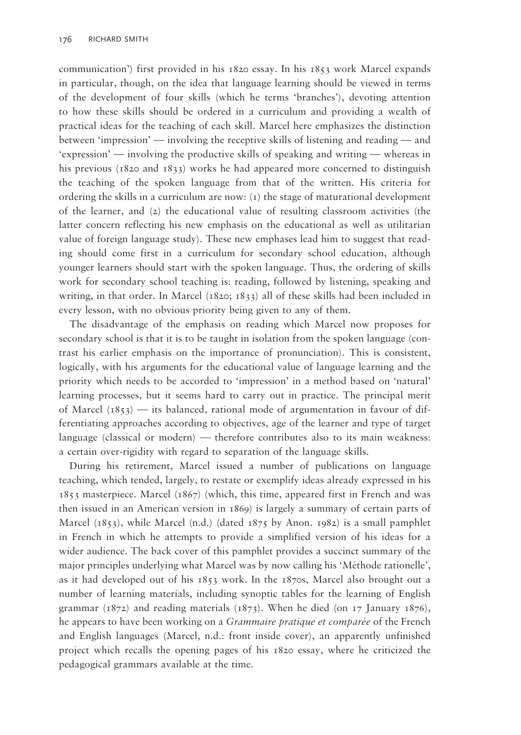communication') first provided in his 1820 essay. In his 1853 work Marcel expands in particular, though, on the idea that language learning should be viewed in terms of the development of four skills (which he terms 'branches'), devoting attention to how these skills should be ordered in a curriculum and providing a wealth of practical ideas for the teaching of each skill. Marcel here emphasizes the distinction between 'impression' — involving the receptive skills of listening and reading — and 'expression' — involving the productive skills of speaking and writing — whereas in his previous (1820 and 1833) works he had appeared more concerned to distinguish the teaching of the spoken language from that of the written. His criteria for ordering the skills in a curriculum are now: (1) the stage of maturational development of the learner, and (2) the educational value of resulting classroom activities (the latter concern reflecting his new emphasis on the educational as well as utilitarian value of foreign language study). These new emphases lead him to suggest that reading should come first in a curriculum for secondary school education, although younger learners should start with the spoken language. Thus, the ordering of skills work for secondary school teaching is: reading, followed by listening, speaking and writing, in that order. In Marcel (1820; 1833) all of these skills had been included in every lesson, with no obvious priority being given to any of them.

The disadvantage of the emphasis on reading which Marcel now proposes for secondary school is that it is to be taught in isolation from the spoken language (contrast his earlier emphasis on the importance of pronunciation). This is consistent, logically, with his arguments for the educational value of language learning and the priority which needs to be accorded to 'impression' in a method based on 'natural' learning processes, but it seems hard to carry out in practice. The principal merit of Marcel (1853) — its balanced, rational mode of argumentation in favour of differentiating approaches according to objectives, age of the learner and type of target language (classical or modern) — therefore contributes also to its main weakness: a certain over-rigidity with regard to separation of the language skills.

During his retirement, Marcel issued a number of publications on language teaching, which tended, largely, to restate or exemplify ideas already expressed in his 1853 masterpiece. Marcel (1867) (which, this time, appeared first in French and was then issued in an American version in 1869) is largely a summary of certain parts of Marcel (1853), while Marcel (n.d.) (dated 1875 by Anon. 1982) is a small pamphlet in French in which he attempts to provide a simplified version of his ideas for a wider audience. The back cover of this pamphlet provides a succinct summary of the major principles underlying what Marcel was by now calling his 'Méthode rationelle', as it had developed out of his 1853 work. In the 1870s, Marcel also brought out a number of learning materials, including synoptic tables for the learning of English grammar (1872) and reading materials (1873). When he died (on 17 January 1876), he appears to have been working on a *Grammaire pratique et comparée* of the French and English languages (Marcel, n.d.: front inside cover), an apparently unfinished project which recalls the opening pages of his 1820 essay, where he criticized the pedagogical grammars available at the time.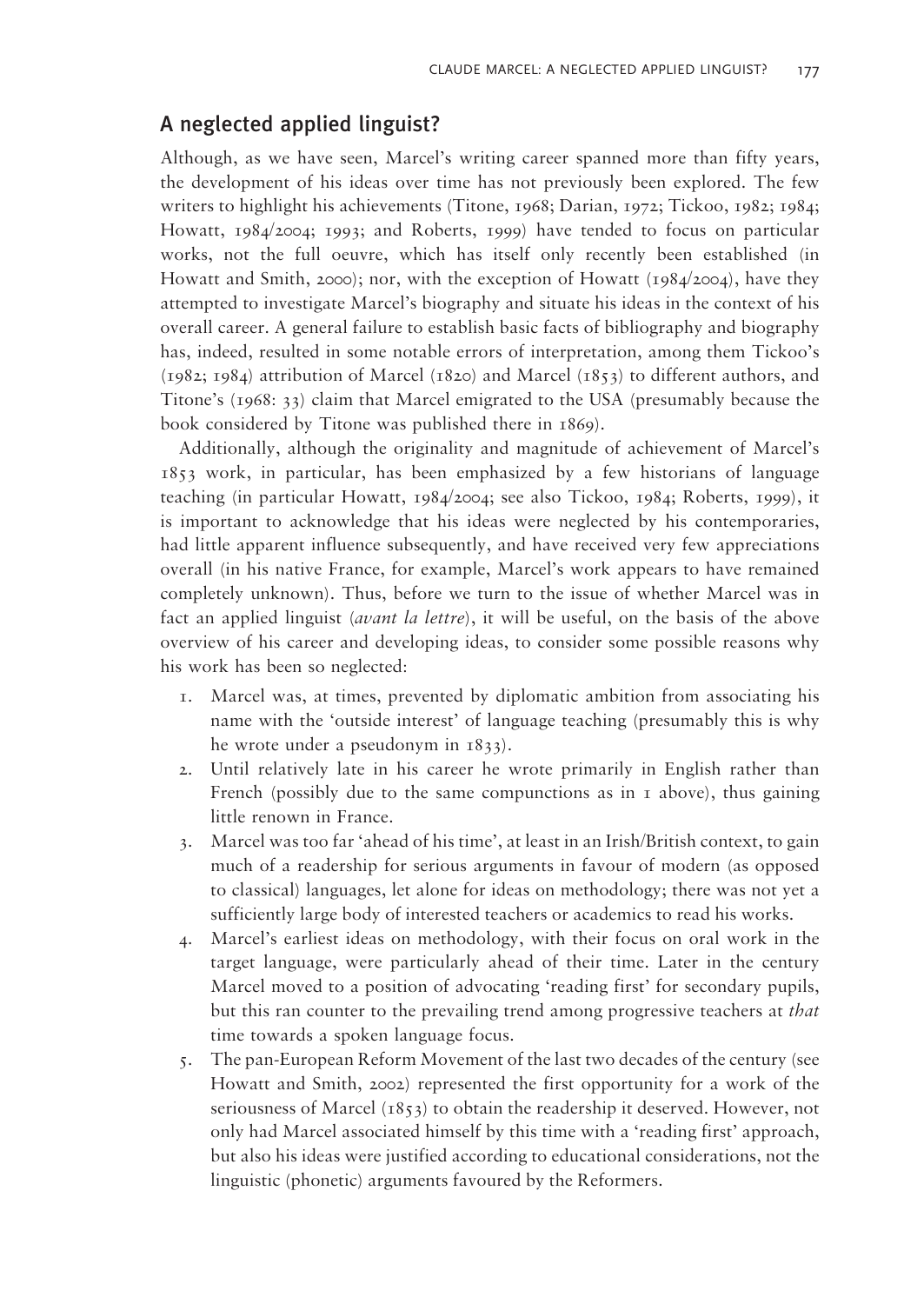## A neglected applied linguist?

Although, as we have seen, Marcel's writing career spanned more than fifty years, the development of his ideas over time has not previously been explored. The few writers to highlight his achievements (Titone, 1968; Darian, 1972; Tickoo, 1982; 1984; Howatt, 1984/2004; 1993; and Roberts, 1999) have tended to focus on particular works, not the full oeuvre, which has itself only recently been established (in Howatt and Smith, 2000); nor, with the exception of Howatt (1984/2004), have they attempted to investigate Marcel's biography and situate his ideas in the context of his overall career. A general failure to establish basic facts of bibliography and biography has, indeed, resulted in some notable errors of interpretation, among them Tickoo's (1982; 1984) attribution of Marcel (1820) and Marcel (1853) to different authors, and Titone's (1968: 33) claim that Marcel emigrated to the USA (presumably because the book considered by Titone was published there in 1869).

Additionally, although the originality and magnitude of achievement of Marcel's 1853 work, in particular, has been emphasized by a few historians of language teaching (in particular Howatt, 1984/2004; see also Tickoo, 1984; Roberts, 1999), it is important to acknowledge that his ideas were neglected by his contemporaries, had little apparent influence subsequently, and have received very few appreciations overall (in his native France, for example, Marcel's work appears to have remained completely unknown). Thus, before we turn to the issue of whether Marcel was in fact an applied linguist (*avant la lettre*), it will be useful, on the basis of the above overview of his career and developing ideas, to consider some possible reasons why his work has been so neglected:

1. Marcel was, at times, prevented by diplomatic ambition from associating his name with the 'outside interest' of language teaching (presumably this is why he wrote under a pseudonym in 1833).
2. Until relatively late in his career he wrote primarily in English rather than French (possibly due to the same compunctions as in 1 above), thus gaining little renown in France.
3. Marcel was too far 'ahead of his time', at least in an Irish/British context, to gain much of a readership for serious arguments in favour of modern (as opposed to classical) languages, let alone for ideas on methodology; there was not yet a sufficiently large body of interested teachers or academics to read his works.
4. Marcel's earliest ideas on methodology, with their focus on oral work in the target language, were particularly ahead of their time. Later in the century Marcel moved to a position of advocating 'reading first' for secondary pupils, but this ran counter to the prevailing trend among progressive teachers at *that* time towards a spoken language focus.
5. The pan-European Reform Movement of the last two decades of the century (see Howatt and Smith, 2002) represented the first opportunity for a work of the seriousness of Marcel (1853) to obtain the readership it deserved. However, not only had Marcel associated himself by this time with a 'reading first' approach, but also his ideas were justified according to educational considerations, not the linguistic (phonetic) arguments favoured by the Reformers.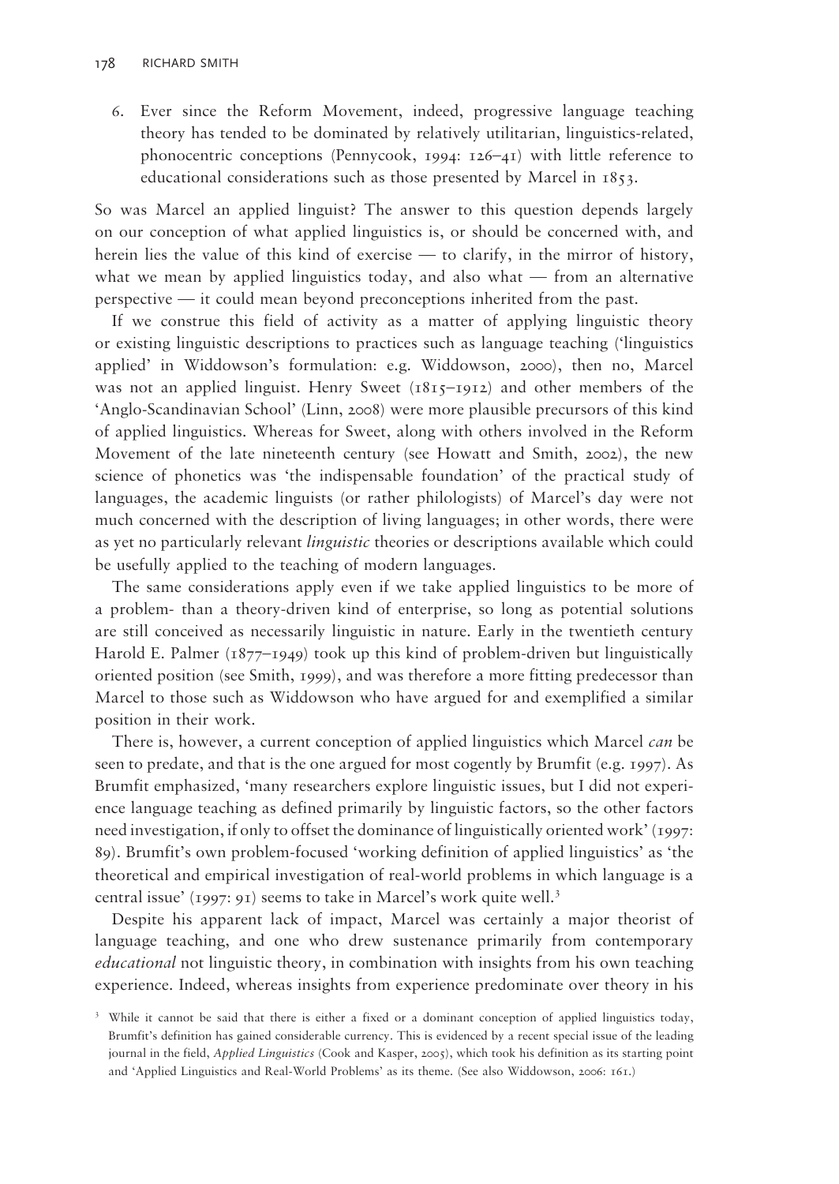6. Ever since the Reform Movement, indeed, progressive language teaching theory has tended to be dominated by relatively utilitarian, linguistics-related, phonocentric conceptions (Pennycook, 1994: 126–41) with little reference to educational considerations such as those presented by Marcel in 1853.

So was Marcel an applied linguist? The answer to this question depends largely on our conception of what applied linguistics is, or should be concerned with, and herein lies the value of this kind of exercise — to clarify, in the mirror of history, what we mean by applied linguistics today, and also what — from an alternative perspective — it could mean beyond preconceptions inherited from the past.

If we construe this field of activity as a matter of applying linguistic theory or existing linguistic descriptions to practices such as language teaching ('linguistics applied' in Widdowson's formulation: e.g. Widdowson, 2000), then no, Marcel was not an applied linguist. Henry Sweet (1815–1912) and other members of the 'Anglo-Scandinavian School' (Linn, 2008) were more plausible precursors of this kind of applied linguistics. Whereas for Sweet, along with others involved in the Reform Movement of the late nineteenth century (see Howatt and Smith, 2002), the new science of phonetics was 'the indispensable foundation' of the practical study of languages, the academic linguists (or rather philologists) of Marcel's day were not much concerned with the description of living languages; in other words, there were as yet no particularly relevant *linguistic* theories or descriptions available which could be usefully applied to the teaching of modern languages.

The same considerations apply even if we take applied linguistics to be more of a problem- than a theory-driven kind of enterprise, so long as potential solutions are still conceived as necessarily linguistic in nature. Early in the twentieth century Harold E. Palmer (1877–1949) took up this kind of problem-driven but linguistically oriented position (see Smith, 1999), and was therefore a more fitting predecessor than Marcel to those such as Widdowson who have argued for and exemplified a similar position in their work.

There is, however, a current conception of applied linguistics which Marcel *can* be seen to predate, and that is the one argued for most cogently by Brumfit (e.g. 1997). As Brumfit emphasized, 'many researchers explore linguistic issues, but I did not experience language teaching as defined primarily by linguistic factors, so the other factors need investigation, if only to offset the dominance of linguistically oriented work' (1997: 89). Brumfit's own problem-focused 'working definition of applied linguistics' as 'the theoretical and empirical investigation of real-world problems in which language is a central issue' (1997: 91) seems to take in Marcel's work quite well.[3]

Despite his apparent lack of impact, Marcel was certainly a major theorist of language teaching, and one who drew sustenance primarily from contemporary *educational* not linguistic theory, in combination with insights from his own teaching experience. Indeed, whereas insights from experience predominate over theory in his

[3] While it cannot be said that there is either a fixed or a dominant conception of applied linguistics today, Brumfit's definition has gained considerable currency. This is evidenced by a recent special issue of the leading journal in the field, *Applied Linguistics* (Cook and Kasper, 2005), which took his definition as its starting point and 'Applied Linguistics and Real-World Problems' as its theme. (See also Widdowson, 2006: 161.)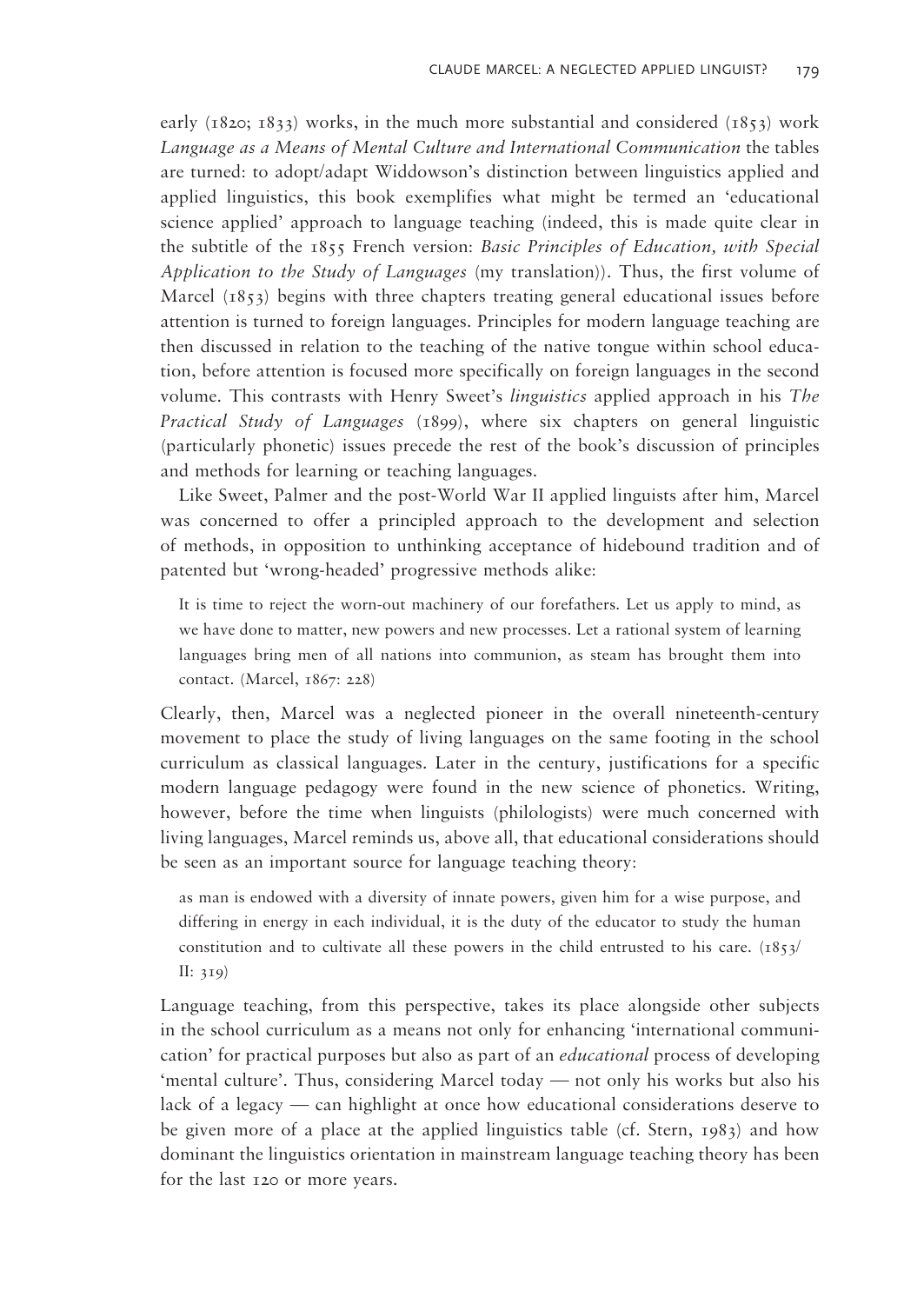early (1820; 1833) works, in the much more substantial and considered (1853) work *Language as a Means of Mental Culture and International Communication* the tables are turned: to adopt/adapt Widdowson's distinction between linguistics applied and applied linguistics, this book exemplifies what might be termed an 'educational science applied' approach to language teaching (indeed, this is made quite clear in the subtitle of the 1855 French version: *Basic Principles of Education, with Special Application to the Study of Languages* (my translation)). Thus, the first volume of Marcel (1853) begins with three chapters treating general educational issues before attention is turned to foreign languages. Principles for modern language teaching are then discussed in relation to the teaching of the native tongue within school education, before attention is focused more specifically on foreign languages in the second volume. This contrasts with Henry Sweet's *linguistics* applied approach in his *The Practical Study of Languages* (1899), where six chapters on general linguistic (particularly phonetic) issues precede the rest of the book's discussion of principles and methods for learning or teaching languages.

Like Sweet, Palmer and the post-World War II applied linguists after him, Marcel was concerned to offer a principled approach to the development and selection of methods, in opposition to unthinking acceptance of hidebound tradition and of patented but 'wrong-headed' progressive methods alike:

> It is time to reject the worn-out machinery of our forefathers. Let us apply to mind, as we have done to matter, new powers and new processes. Let a rational system of learning languages bring men of all nations into communion, as steam has brought them into contact. (Marcel, 1867: 228)

Clearly, then, Marcel was a neglected pioneer in the overall nineteenth-century movement to place the study of living languages on the same footing in the school curriculum as classical languages. Later in the century, justifications for a specific modern language pedagogy were found in the new science of phonetics. Writing, however, before the time when linguists (philologists) were much concerned with living languages, Marcel reminds us, above all, that educational considerations should be seen as an important source for language teaching theory:

> as man is endowed with a diversity of innate powers, given him for a wise purpose, and differing in energy in each individual, it is the duty of the educator to study the human constitution and to cultivate all these powers in the child entrusted to his care. (1853/II: 319)

Language teaching, from this perspective, takes its place alongside other subjects in the school curriculum as a means not only for enhancing 'international communication' for practical purposes but also as part of an *educational* process of developing 'mental culture'. Thus, considering Marcel today — not only his works but also his lack of a legacy — can highlight at once how educational considerations deserve to be given more of a place at the applied linguistics table (cf. Stern, 1983) and how dominant the linguistics orientation in mainstream language teaching theory has been for the last 120 or more years.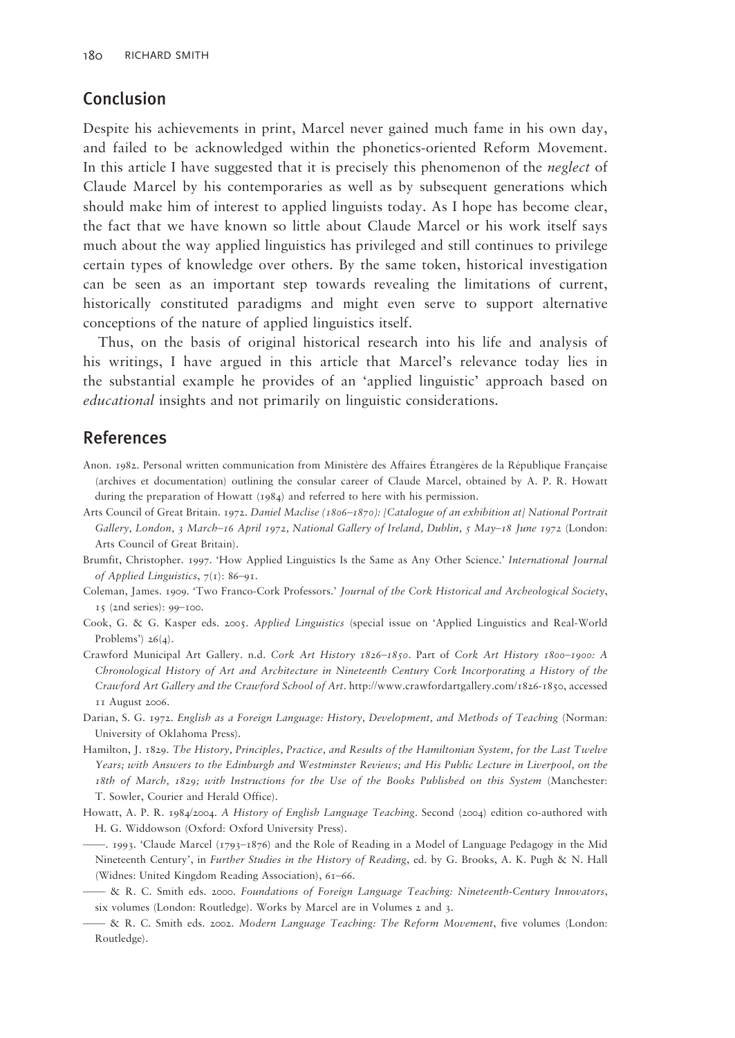## Conclusion

Despite his achievements in print, Marcel never gained much fame in his own day, and failed to be acknowledged within the phonetics-oriented Reform Movement. In this article I have suggested that it is precisely this phenomenon of the *neglect* of Claude Marcel by his contemporaries as well as by subsequent generations which should make him of interest to applied linguists today. As I hope has become clear, the fact that we have known so little about Claude Marcel or his work itself says much about the way applied linguistics has privileged and still continues to privilege certain types of knowledge over others. By the same token, historical investigation can be seen as an important step towards revealing the limitations of current, historically constituted paradigms and might even serve to support alternative conceptions of the nature of applied linguistics itself.

Thus, on the basis of original historical research into his life and analysis of his writings, I have argued in this article that Marcel's relevance today lies in the substantial example he provides of an 'applied linguistic' approach based on *educational* insights and not primarily on linguistic considerations.

## References

Anon. 1982. Personal written communication from Ministère des Affaires Étrangères de la République Française (archives et documentation) outlining the consular career of Claude Marcel, obtained by A. P. R. Howatt during the preparation of Howatt (1984) and referred to here with his permission.

Arts Council of Great Britain. 1972. *Daniel Maclise (1806–1870): [Catalogue of an exhibition at] National Portrait Gallery, London, 3 March–16 April 1972, National Gallery of Ireland, Dublin, 5 May–18 June 1972* (London: Arts Council of Great Britain).

Brumfit, Christopher. 1997. 'How Applied Linguistics Is the Same as Any Other Science.' *International Journal of Applied Linguistics*, 7(1): 86–91.

Coleman, James. 1909. 'Two Franco-Cork Professors.' *Journal of the Cork Historical and Archeological Society*, 15 (2nd series): 99–100.

Cook, G. & G. Kasper eds. 2005. *Applied Linguistics* (special issue on 'Applied Linguistics and Real-World Problems') 26(4).

Crawford Municipal Art Gallery. n.d. *Cork Art History 1826–1850*. Part of *Cork Art History 1800–1900: A Chronological History of Art and Architecture in Nineteenth Century Cork Incorporating a History of the Crawford Art Gallery and the Crawford School of Art*. http://www.crawfordartgallery.com/1826-1850, accessed 11 August 2006.

Darian, S. G. 1972. *English as a Foreign Language: History, Development, and Methods of Teaching* (Norman: University of Oklahoma Press).

Hamilton, J. 1829. *The History, Principles, Practice, and Results of the Hamiltonian System, for the Last Twelve Years; with Answers to the Edinburgh and Westminster Reviews; and His Public Lecture in Liverpool, on the 18th of March, 1829; with Instructions for the Use of the Books Published on this System* (Manchester: T. Sowler, Courier and Herald Office).

Howatt, A. P. R. 1984/2004. *A History of English Language Teaching*. Second (2004) edition co-authored with H. G. Widdowson (Oxford: Oxford University Press).

——. 1993. 'Claude Marcel (1793–1876) and the Role of Reading in a Model of Language Pedagogy in the Mid Nineteenth Century', in *Further Studies in the History of Reading*, ed. by G. Brooks, A. K. Pugh & N. Hall (Widnes: United Kingdom Reading Association), 61–66.

—— & R. C. Smith eds. 2000. *Foundations of Foreign Language Teaching: Nineteenth-Century Innovators*, six volumes (London: Routledge). Works by Marcel are in Volumes 2 and 3.

—— & R. C. Smith eds. 2002. *Modern Language Teaching: The Reform Movement*, five volumes (London: Routledge).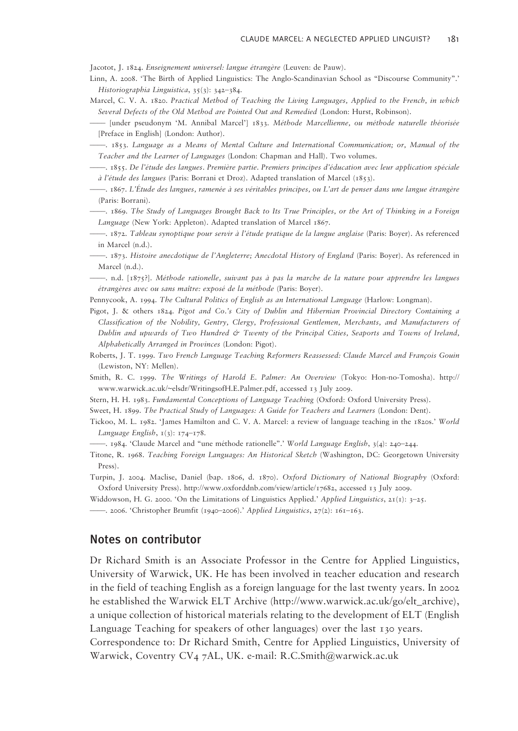Jacotot, J. 1824. *Enseignement universel: langue étrangère* (Leuven: de Pauw).

Linn, A. 2008. 'The Birth of Applied Linguistics: The Anglo-Scandinavian School as "Discourse Community".' *Historiographia Linguistica*, 35(3): 342–384.

Marcel, C. V. A. 1820. *Practical Method of Teaching the Living Languages, Applied to the French, in which Several Defects of the Old Method are Pointed Out and Remedied* (London: Hurst, Robinson).

—— [under pseudonym 'M. Annibal Marcel'] 1833. *Méthode Marcellienne, ou méthode naturelle théorisée* [Preface in English] (London: Author).

——. 1853. *Language as a Means of Mental Culture and International Communication; or, Manual of the Teacher and the Learner of Languages* (London: Chapman and Hall). Two volumes.

——. 1855. *De l'étude des langues. Première partie. Premiers principes d'éducation avec leur application spéciale à l'étude des langues* (Paris: Borrani et Droz). Adapted translation of Marcel (1853).

——. 1867. *L'Étude des langues, ramenée à ses véritables principes, ou L'art de penser dans une langue étrangère* (Paris: Borrani).

——. 1869. *The Study of Languages Brought Back to Its True Principles, or the Art of Thinking in a Foreign Language* (New York: Appleton). Adapted translation of Marcel 1867.

——. 1872. *Tableau synoptique pour servir à l'étude pratique de la langue anglaise* (Paris: Boyer). As referenced in Marcel (n.d.).

——. 1873. *Histoire anecdotique de l'Angleterre; Anecdotal History of England* (Paris: Boyer). As referenced in Marcel (n.d.).

——. n.d. [1875?]. *Méthode rationelle, suivant pas à pas la marche de la nature pour apprendre les langues étrangères avec ou sans maître: exposé de la méthode* (Paris: Boyer).

Pennycook, A. 1994. *The Cultural Politics of English as an International Language* (Harlow: Longman).

Pigot, J. & others 1824. *Pigot and Co.'s City of Dublin and Hibernian Provincial Directory Containing a Classification of the Nobility, Gentry, Clergy, Professional Gentlemen, Merchants, and Manufacturers of Dublin and upwards of Two Hundred & Twenty of the Principal Cities, Seaports and Towns of Ireland, Alphabetically Arranged in Provinces* (London: Pigot).

Roberts, J. T. 1999. *Two French Language Teaching Reformers Reassessed: Claude Marcel and François Gouin* (Lewiston, NY: Mellen).

Smith, R. C. 1999. *The Writings of Harold E. Palmer: An Overview* (Tokyo: Hon-no-Tomosha). http://www.warwick.ac.uk/~elsdr/WritingsofH.E.Palmer.pdf, accessed 13 July 2009.

Stern, H. H. 1983. *Fundamental Conceptions of Language Teaching* (Oxford: Oxford University Press).

Sweet, H. 1899. *The Practical Study of Languages: A Guide for Teachers and Learners* (London: Dent).

Tickoo, M. L. 1982. 'James Hamilton and C. V. A. Marcel: a review of language teaching in the 1820s.' *World Language English*, 1(3): 174–178.

——. 1984. 'Claude Marcel and "une méthode rationelle".' *World Language English*, 3(4): 240–244.

Titone, R. 1968. *Teaching Foreign Languages: An Historical Sketch* (Washington, DC: Georgetown University Press).

Turpin, J. 2004. Maclise, Daniel (bap. 1806, d. 1870). *Oxford Dictionary of National Biography* (Oxford: Oxford University Press). http://www.oxforddnb.com/view/article/17682, accessed 13 July 2009.

Widdowson, H. G. 2000. 'On the Limitations of Linguistics Applied.' *Applied Linguistics*, 21(1): 3–25.

——. 2006. 'Christopher Brumfit (1940–2006).' *Applied Linguistics*, 27(2): 161–163.

## Notes on contributor

Dr Richard Smith is an Associate Professor in the Centre for Applied Linguistics, University of Warwick, UK. He has been involved in teacher education and research in the field of teaching English as a foreign language for the last twenty years. In 2002 he established the Warwick ELT Archive (http://www.warwick.ac.uk/go/elt_archive), a unique collection of historical materials relating to the development of ELT (English Language Teaching for speakers of other languages) over the last 130 years.

Correspondence to: Dr Richard Smith, Centre for Applied Linguistics, University of Warwick, Coventry CV4 7AL, UK. e-mail: R.C.Smith@warwick.ac.uk